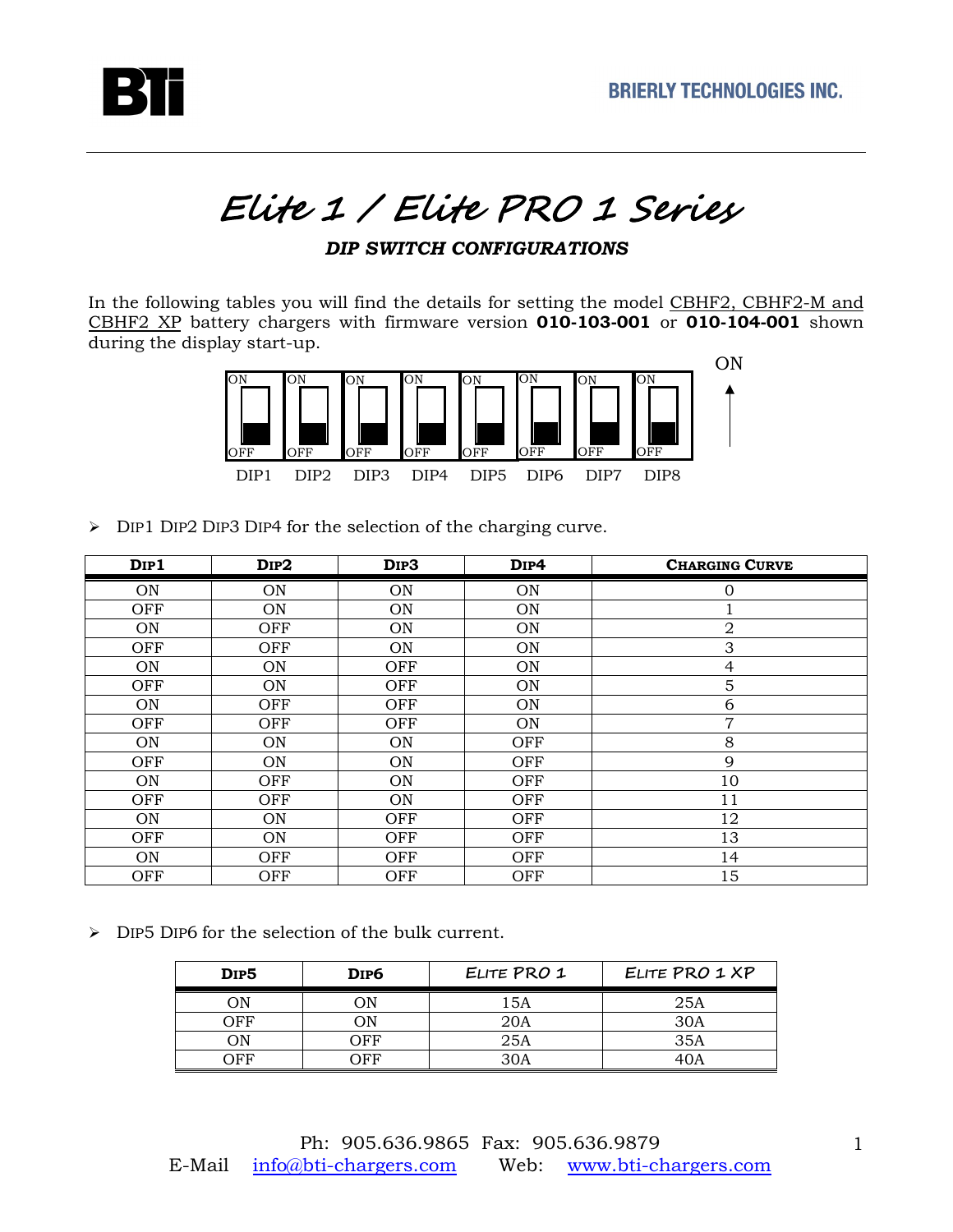BRIERLY TECHNOLOGIES INC.

# Elite 1 / Elite PRO 1 Series

### *DIP SWITCH CONFIGURATIONS*

In the following tables you will find the details for setting the model CBHF2, CBHF2-M and CBHF2 XP battery chargers with firmware version **010-103-001** or **010-104-001** shown during the display start-up.

| ON | ON | ON | ON | ON | ON | ON | ON |
|---|---|---|---|---|---|---|---|
| OFF | OFF | OFF | OFF | OFF | OFF | OFF | OFF |
| DIP1 | DIP2 | DIP3 | DIP4 | DIP5 | DIP6 | DIP7 | DIP8 |

- DIP1 DIP2 DIP3 DIP4 for the selection of the charging curve.

| DIP1 | DIP2 | DIP3 | DIP4 | CHARGING CURVE |
|---|---|---|---|---|
| ON | ON | ON | ON | 0 |
| OFF | ON | ON | ON | 1 |
| ON | OFF | ON | ON | 2 |
| OFF | OFF | ON | ON | 3 |
| ON | ON | OFF | ON | 4 |
| OFF | ON | OFF | ON | 5 |
| ON | OFF | OFF | ON | 6 |
| OFF | OFF | OFF | ON | 7 |
| ON | ON | ON | OFF | 8 |
| OFF | ON | ON | OFF | 9 |
| ON | OFF | ON | OFF | 10 |
| OFF | OFF | ON | OFF | 11 |
| ON | ON | OFF | OFF | 12 |
| OFF | ON | OFF | OFF | 13 |
| ON | OFF | OFF | OFF | 14 |
| OFF | OFF | OFF | OFF | 15 |

- DIP5 DIP6 for the selection of the bulk current.

| DIP5 | DIP6 | ELITE PRO 1 | ELITE PRO 1 XP |
|---|---|---|---|
| ON | ON | 15A | 25A |
| OFF | ON | 20A | 30A |
| ON | OFF | 25A | 35A |
| OFF | OFF | 30A | 40A |

Ph: 905.636.9865 Fax: 905.636.9879
E-Mail info@bti-chargers.com Web: www.bti-chargers.com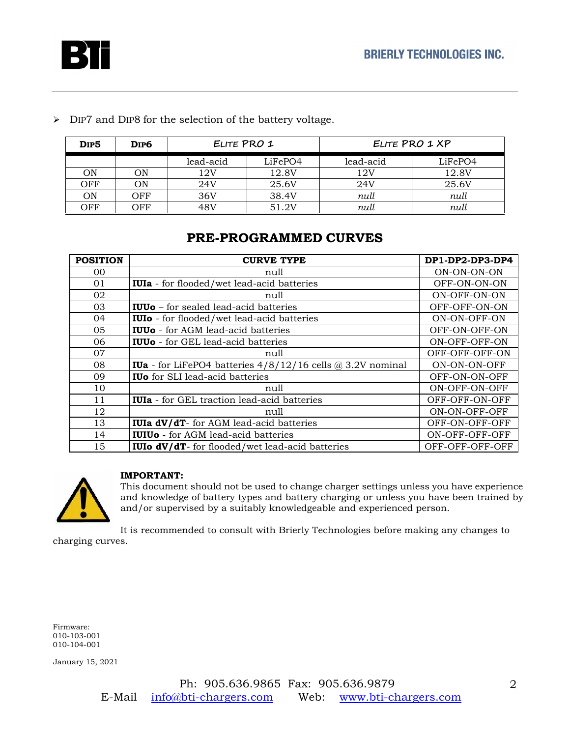- DIP7 and DIP8 for the selection of the battery voltage.

| DIP5 | DIP6 | ELITE PRO 1 | | ELITE PRO 1 XP | |
|---|---|---|---|---|---|
| | | lead-acid | LiFePO4 | lead-acid | LiFePO4 |
| ON | ON | 12V | 12.8V | 12V | 12.8V |
| OFF | ON | 24V | 25.6V | 24V | 25.6V |
| ON | OFF | 36V | 38.4V | *null* | *null* |
| OFF | OFF | 48V | 51.2V | *null* | *null* |

## PRE-PROGRAMMED CURVES

| POSITION | CURVE TYPE | DP1-DP2-DP3-DP4 |
|---|---|---|
| 00 | null | ON-ON-ON-ON |
| 01 | **IUIa** - for flooded/wet lead-acid batteries | OFF-ON-ON-ON |
| 02 | null | ON-OFF-ON-ON |
| 03 | **IUUo** – for sealed lead-acid batteries | OFF-OFF-ON-ON |
| 04 | **IUIo** - for flooded/wet lead-acid batteries | ON-ON-OFF-ON |
| 05 | **IUUo** - for AGM lead-acid batteries | OFF-ON-OFF-ON |
| 06 | **IUUo** - for GEL lead-acid batteries | ON-OFF-OFF-ON |
| 07 | null | OFF-OFF-OFF-ON |
| 08 | **IUa** - for LiFePO4 batteries 4/8/12/16 cells @ 3.2V nominal | ON-ON-ON-OFF |
| 09 | **IUo** for SLI lead-acid batteries | OFF-ON-ON-OFF |
| 10 | null | ON-OFF-ON-OFF |
| 11 | **IUIa** - for GEL traction lead-acid batteries | OFF-OFF-ON-OFF |
| 12 | null | ON-ON-OFF-OFF |
| 13 | **IUIa dV/dT**- for AGM lead-acid batteries | OFF-ON-OFF-OFF |
| 14 | **IUIUo** - for AGM lead-acid batteries | ON-OFF-OFF-OFF |
| 15 | **IUIo dV/dT**- for flooded/wet lead-acid batteries | OFF-OFF-OFF-OFF |

**IMPORTANT:**
This document should not be used to change charger settings unless you have experience and knowledge of battery types and battery charging or unless you have been trained by and/or supervised by a suitably knowledgeable and experienced person.

It is recommended to consult with Brierly Technologies before making any changes to charging curves.

Firmware:
010-103-001
010-104-001

January 15, 2021

Ph: 905.636.9865 Fax: 905.636.9879
E-Mail info@bti-chargers.com Web: www.bti-chargers.com